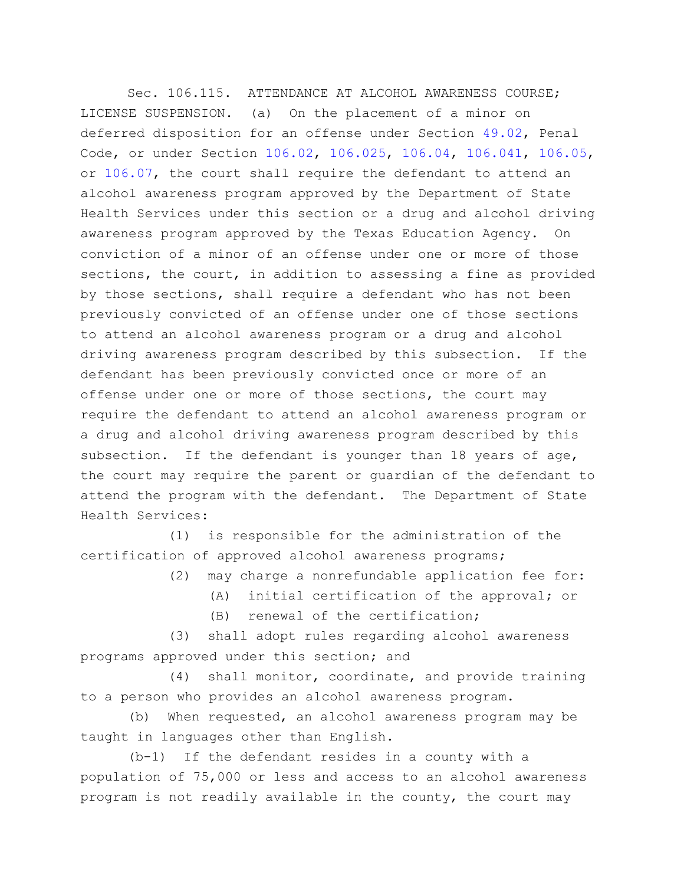Sec. 106.115. ATTENDANCE AT ALCOHOL AWARENESS COURSE; LICENSE SUSPENSION. (a) On the placement of a minor on deferred disposition for an offense under Section 49.02, Penal Code, or under Section 106.02, 106.025, 106.04, 106.041, 106.05, or 106.07, the court shall require the defendant to attend an alcohol awareness program approved by the Department of State Health Services under this section or a drug and alcohol driving awareness program approved by the Texas Education Agency. On conviction of a minor of an offense under one or more of those sections, the court, in addition to assessing a fine as provided by those sections, shall require a defendant who has not been previously convicted of an offense under one of those sections to attend an alcohol awareness program or a drug and alcohol driving awareness program described by this subsection. If the defendant has been previously convicted once or more of an offense under one or more of those sections, the court may require the defendant to attend an alcohol awareness program or a drug and alcohol driving awareness program described by this subsection. If the defendant is younger than 18 years of age, the court may require the parent or guardian of the defendant to attend the program with the defendant. The Department of State Health Services:

(1) is responsible for the administration of the certification of approved alcohol awareness programs;

(2) may charge a nonrefundable application fee for:

(A) initial certification of the approval; or

(B) renewal of the certification;

(3) shall adopt rules regarding alcohol awareness programs approved under this section; and

(4) shall monitor, coordinate, and provide training to a person who provides an alcohol awareness program.

(b) When requested, an alcohol awareness program may be taught in languages other than English.

(b-1) If the defendant resides in a county with a population of 75,000 or less and access to an alcohol awareness program is not readily available in the county, the court may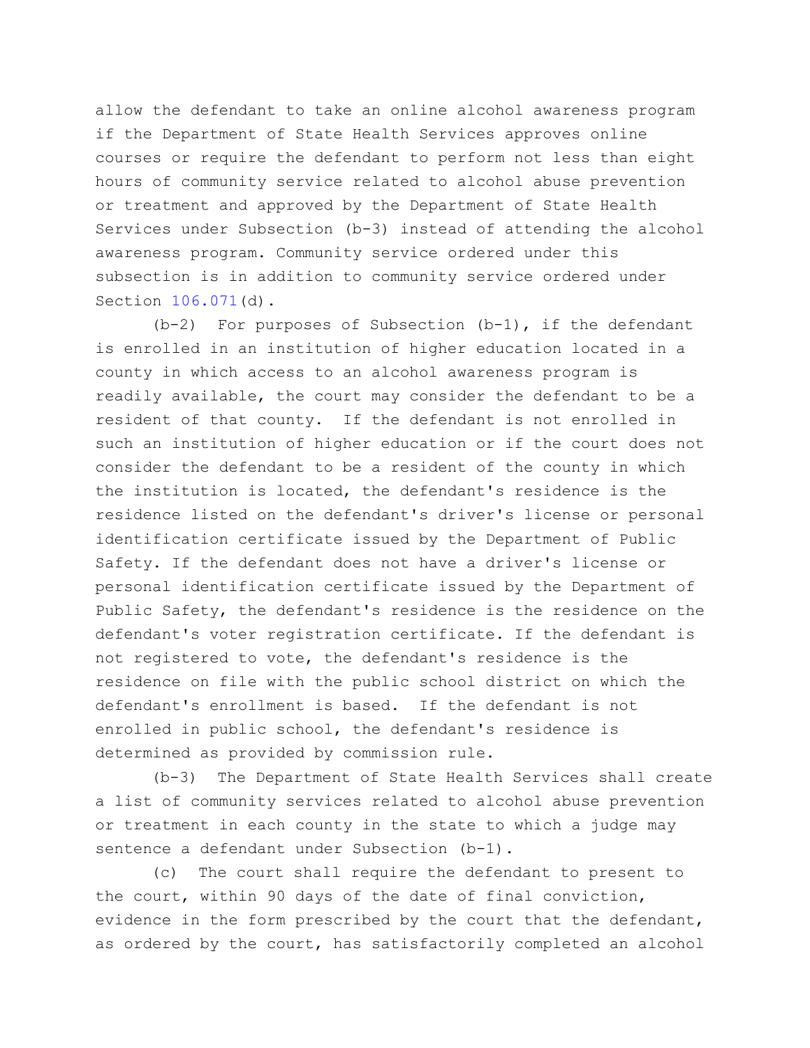allow the defendant to take an online alcohol awareness program if the Department of State Health Services approves online courses or require the defendant to perform not less than eight hours of community service related to alcohol abuse prevention or treatment and approved by the Department of State Health Services under Subsection (b-3) instead of attending the alcohol awareness program. Community service ordered under this subsection is in addition to community service ordered under Section 106.071(d).

(b-2) For purposes of Subsection (b-1), if the defendant is enrolled in an institution of higher education located in a county in which access to an alcohol awareness program is readily available, the court may consider the defendant to be a resident of that county. If the defendant is not enrolled in such an institution of higher education or if the court does not consider the defendant to be a resident of the county in which the institution is located, the defendant's residence is the residence listed on the defendant's driver's license or personal identification certificate issued by the Department of Public Safety. If the defendant does not have a driver's license or personal identification certificate issued by the Department of Public Safety, the defendant's residence is the residence on the defendant's voter registration certificate. If the defendant is not registered to vote, the defendant's residence is the residence on file with the public school district on which the defendant's enrollment is based. If the defendant is not enrolled in public school, the defendant's residence is determined as provided by commission rule.

(b-3) The Department of State Health Services shall create a list of community services related to alcohol abuse prevention or treatment in each county in the state to which a judge may sentence a defendant under Subsection (b-1).

(c) The court shall require the defendant to present to the court, within 90 days of the date of final conviction, evidence in the form prescribed by the court that the defendant, as ordered by the court, has satisfactorily completed an alcohol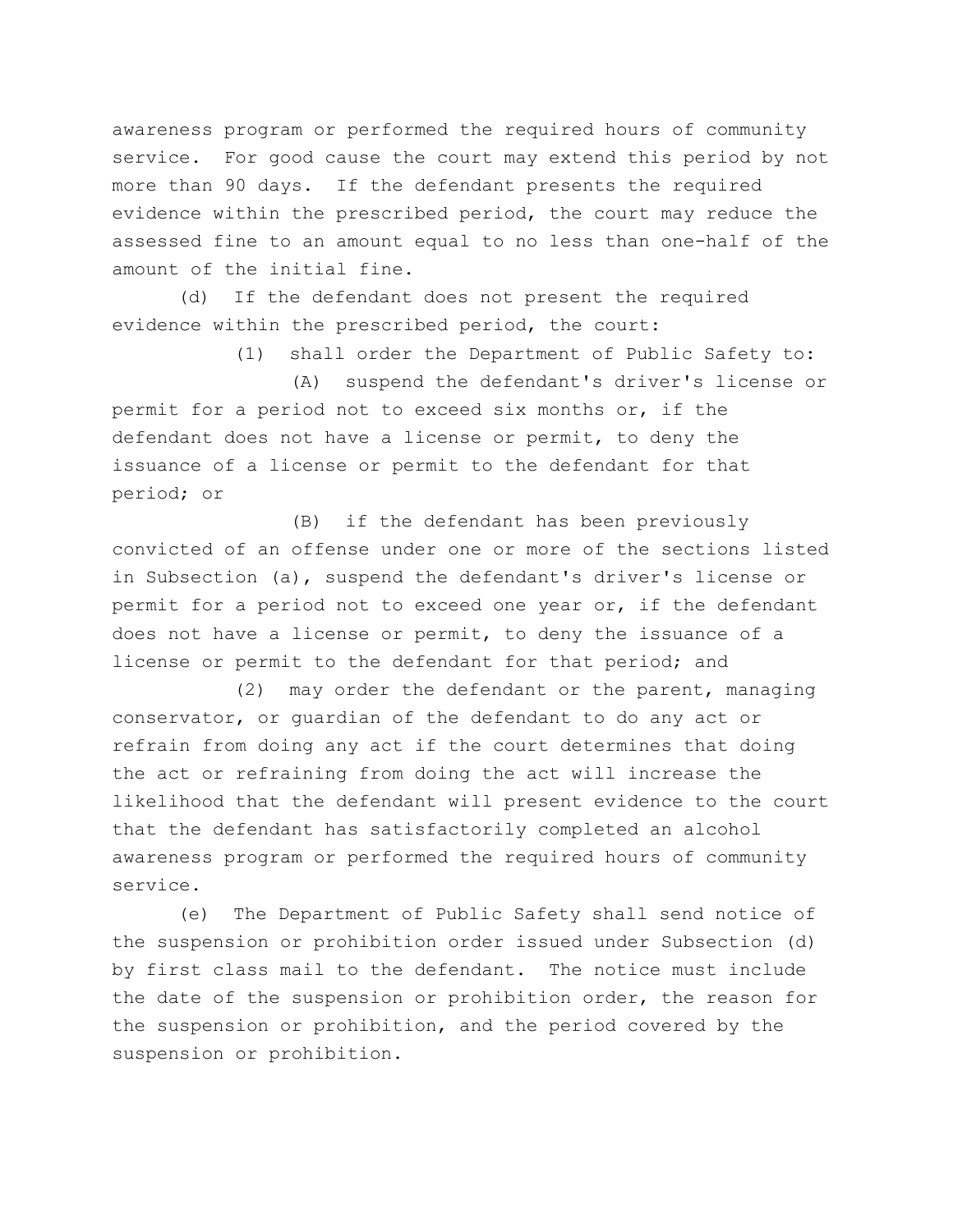awareness program or performed the required hours of community service. For good cause the court may extend this period by not more than 90 days. If the defendant presents the required evidence within the prescribed period, the court may reduce the assessed fine to an amount equal to no less than one-half of the amount of the initial fine.

(d) If the defendant does not present the required evidence within the prescribed period, the court:

(1) shall order the Department of Public Safety to:

(A) suspend the defendant's driver's license or permit for a period not to exceed six months or, if the defendant does not have a license or permit, to deny the issuance of a license or permit to the defendant for that period; or

(B) if the defendant has been previously convicted of an offense under one or more of the sections listed in Subsection (a), suspend the defendant's driver's license or permit for a period not to exceed one year or, if the defendant does not have a license or permit, to deny the issuance of a license or permit to the defendant for that period; and

(2) may order the defendant or the parent, managing conservator, or guardian of the defendant to do any act or refrain from doing any act if the court determines that doing the act or refraining from doing the act will increase the likelihood that the defendant will present evidence to the court that the defendant has satisfactorily completed an alcohol awareness program or performed the required hours of community service.

(e) The Department of Public Safety shall send notice of the suspension or prohibition order issued under Subsection (d) by first class mail to the defendant. The notice must include the date of the suspension or prohibition order, the reason for the suspension or prohibition, and the period covered by the suspension or prohibition.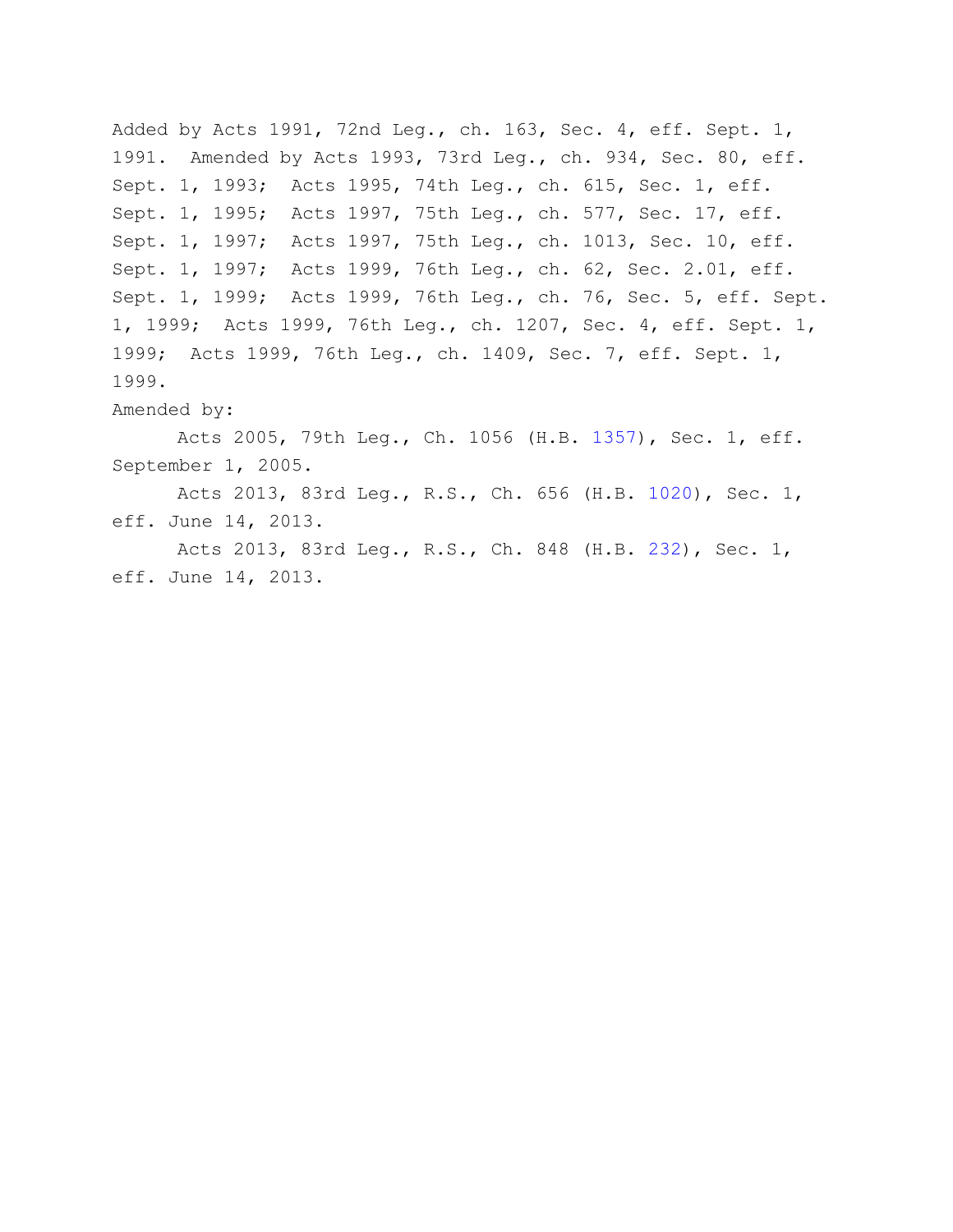Added by Acts 1991, 72nd Leg., ch. 163, Sec. 4, eff. Sept. 1, 1991. Amended by Acts 1993, 73rd Leg., ch. 934, Sec. 80, eff. Sept. 1, 1993; Acts 1995, 74th Leg., ch. 615, Sec. 1, eff. Sept. 1, 1995; Acts 1997, 75th Leg., ch. 577, Sec. 17, eff. Sept. 1, 1997; Acts 1997, 75th Leg., ch. 1013, Sec. 10, eff. Sept. 1, 1997; Acts 1999, 76th Leg., ch. 62, Sec. 2.01, eff. Sept. 1, 1999; Acts 1999, 76th Leg., ch. 76, Sec. 5, eff. Sept. 1, 1999; Acts 1999, 76th Leg., ch. 1207, Sec. 4, eff. Sept. 1, 1999; Acts 1999, 76th Leg., ch. 1409, Sec. 7, eff. Sept. 1, 1999.

Amended by:

Acts 2005, 79th Leg., Ch. 1056 (H.B. 1357), Sec. 1, eff. September 1, 2005.

Acts 2013, 83rd Leg., R.S., Ch. 656 (H.B. 1020), Sec. 1, eff. June 14, 2013.

Acts 2013, 83rd Leg., R.S., Ch. 848 (H.B. 232), Sec. 1, eff. June 14, 2013.